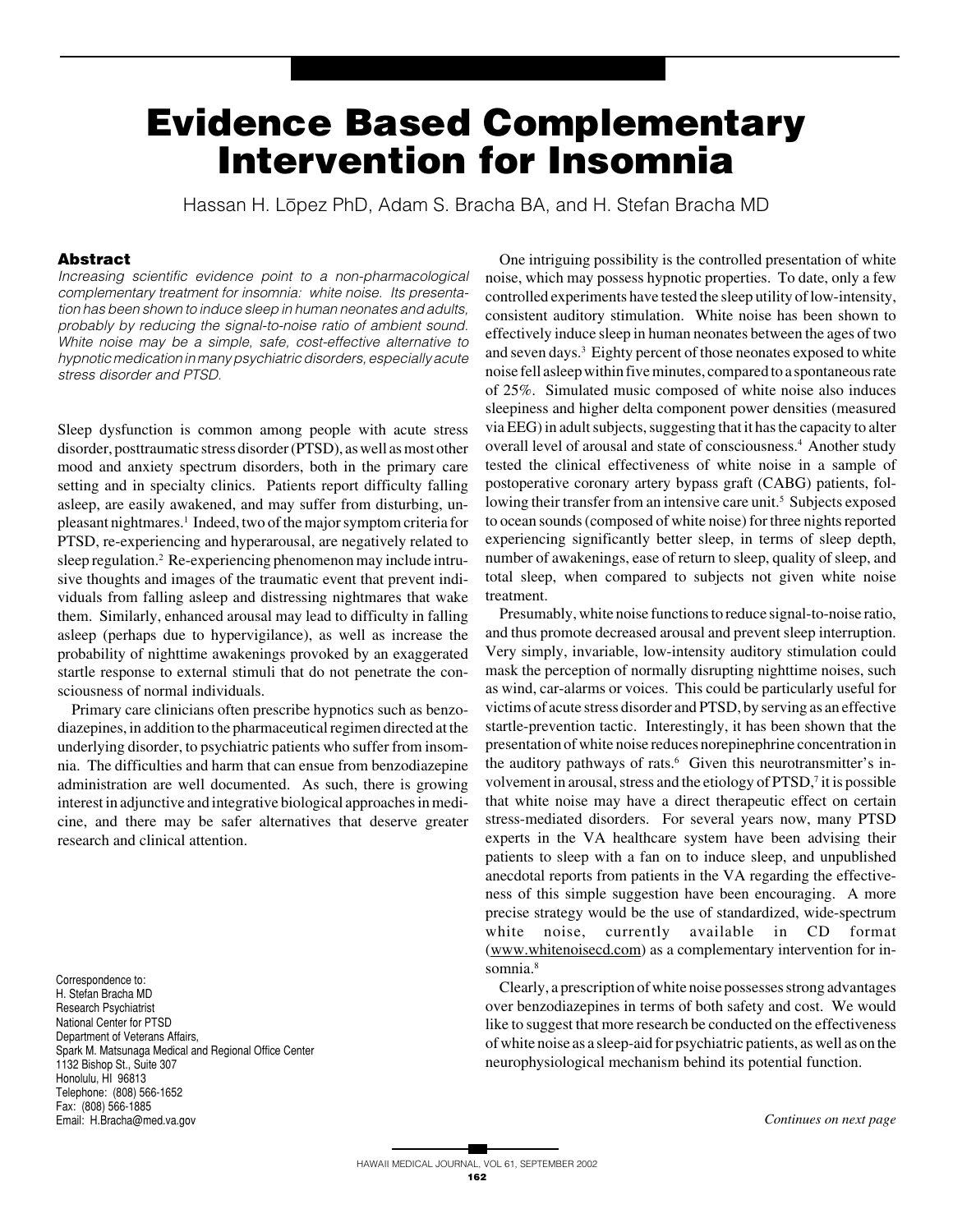# Evidence Based Complementary Intervention for Insomnia

Hassan H. Lōpez PhD, Adam S. Bracha BA, and H. Stefan Bracha MD

### Abstract

*Increasing scientific evidence point to a non-pharmacological complementary treatment for insomnia: white noise. Its presentation has been shown to induce sleep in human neonates and adults, probably by reducing the signal-to-noise ratio of ambient sound. White noise may be a simple, safe, cost-effective alternative to hypnotic medication in many psychiatric disorders, especially acute stress disorder and PTSD.*

Sleep dysfunction is common among people with acute stress disorder, posttraumatic stress disorder (PTSD), as well as most other mood and anxiety spectrum disorders, both in the primary care setting and in specialty clinics. Patients report difficulty falling asleep, are easily awakened, and may suffer from disturbing, unpleasant nightmares.[1] Indeed, two of the major symptom criteria for PTSD, re-experiencing and hyperarousal, are negatively related to sleep regulation.[2] Re-experiencing phenomenon may include intrusive thoughts and images of the traumatic event that prevent individuals from falling asleep and distressing nightmares that wake them. Similarly, enhanced arousal may lead to difficulty in falling asleep (perhaps due to hypervigilance), as well as increase the probability of nighttime awakenings provoked by an exaggerated startle response to external stimuli that do not penetrate the consciousness of normal individuals.

Primary care clinicians often prescribe hypnotics such as benzodiazepines, in addition to the pharmaceutical regimen directed at the underlying disorder, to psychiatric patients who suffer from insomnia. The difficulties and harm that can ensue from benzodiazepine administration are well documented. As such, there is growing interest in adjunctive and integrative biological approaches in medicine, and there may be safer alternatives that deserve greater research and clinical attention.

One intriguing possibility is the controlled presentation of white noise, which may possess hypnotic properties. To date, only a few controlled experiments have tested the sleep utility of low-intensity, consistent auditory stimulation. White noise has been shown to effectively induce sleep in human neonates between the ages of two and seven days.[3] Eighty percent of those neonates exposed to white noise fell asleep within five minutes, compared to a spontaneous rate of 25%. Simulated music composed of white noise also induces sleepiness and higher delta component power densities (measured via EEG) in adult subjects, suggesting that it has the capacity to alter overall level of arousal and state of consciousness.[4] Another study tested the clinical effectiveness of white noise in a sample of postoperative coronary artery bypass graft (CABG) patients, following their transfer from an intensive care unit.[5] Subjects exposed to ocean sounds (composed of white noise) for three nights reported experiencing significantly better sleep, in terms of sleep depth, number of awakenings, ease of return to sleep, quality of sleep, and total sleep, when compared to subjects not given white noise treatment.

Presumably, white noise functions to reduce signal-to-noise ratio, and thus promote decreased arousal and prevent sleep interruption. Very simply, invariable, low-intensity auditory stimulation could mask the perception of normally disrupting nighttime noises, such as wind, car-alarms or voices. This could be particularly useful for victims of acute stress disorder and PTSD, by serving as an effective startle-prevention tactic. Interestingly, it has been shown that the presentation of white noise reduces norepinephrine concentration in the auditory pathways of rats.[6] Given this neurotransmitter's involvement in arousal, stress and the etiology of PTSD,[7] it is possible that white noise may have a direct therapeutic effect on certain stress-mediated disorders. For several years now, many PTSD experts in the VA healthcare system have been advising their patients to sleep with a fan on to induce sleep, and unpublished anecdotal reports from patients in the VA regarding the effectiveness of this simple suggestion have been encouraging. A more precise strategy would be the use of standardized, wide-spectrum white noise, currently available in CD format (www.whitenoisecd.com) as a complementary intervention for insomnia.[8]

Clearly, a prescription of white noise possesses strong advantages over benzodiazepines in terms of both safety and cost. We would like to suggest that more research be conducted on the effectiveness of white noise as a sleep-aid for psychiatric patients, as well as on the neurophysiological mechanism behind its potential function.

*Continues on next page*

Correspondence to:
H. Stefan Bracha MD
Research Psychiatrist
National Center for PTSD
Department of Veterans Affairs,
Spark M. Matsunaga Medical and Regional Office Center
1132 Bishop St., Suite 307
Honolulu, HI 96813
Telephone: (808) 566-1652
Fax: (808) 566-1885
Email: H.Bracha@med.va.gov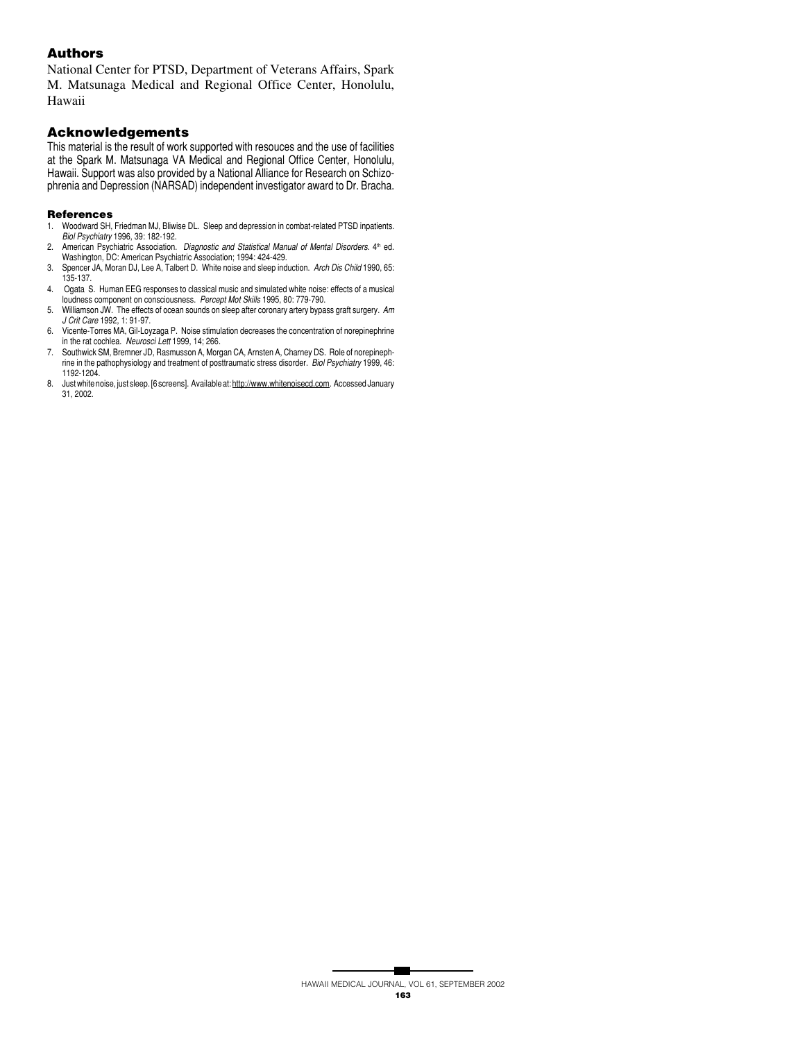## Authors

National Center for PTSD, Department of Veterans Affairs, Spark M. Matsunaga Medical and Regional Office Center, Honolulu, Hawaii

## Acknowledgements

This material is the result of work supported with resouces and the use of facilities at the Spark M. Matsunaga VA Medical and Regional Office Center, Honolulu, Hawaii. Support was also provided by a National Alliance for Research on Schizophrenia and Depression (NARSAD) independent investigator award to Dr. Bracha.

### References

1. Woodward SH, Friedman MJ, Bliwise DL. Sleep and depression in combat-related PTSD inpatients. *Biol Psychiatry* 1996, 39: 182-192.
2. American Psychiatric Association. *Diagnostic and Statistical Manual of Mental Disorders*. 4th ed. Washington, DC: American Psychiatric Association; 1994: 424-429.
3. Spencer JA, Moran DJ, Lee A, Talbert D. White noise and sleep induction. *Arch Dis Child* 1990, 65: 135-137.
4. Ogata S. Human EEG responses to classical music and simulated white noise: effects of a musical loudness component on consciousness. *Percept Mot Skills* 1995, 80: 779-790.
5. Williamson JW. The effects of ocean sounds on sleep after coronary artery bypass graft surgery. *Am J Crit Care* 1992, 1: 91-97.
6. Vicente-Torres MA, Gil-Loyzaga P. Noise stimulation decreases the concentration of norepinephrine in the rat cochlea. *Neurosci Lett* 1999, 14; 266.
7. Southwick SM, Bremner JD, Rasmusson A, Morgan CA, Arnsten A, Charney DS. Role of norepinephrine in the pathophysiology and treatment of posttraumatic stress disorder. *Biol Psychiatry* 1999, 46: 1192-1204.
8. Just white noise, just sleep. [6 screens]. Available at: http://www.whitenoisecd.com. Accessed January 31, 2002.